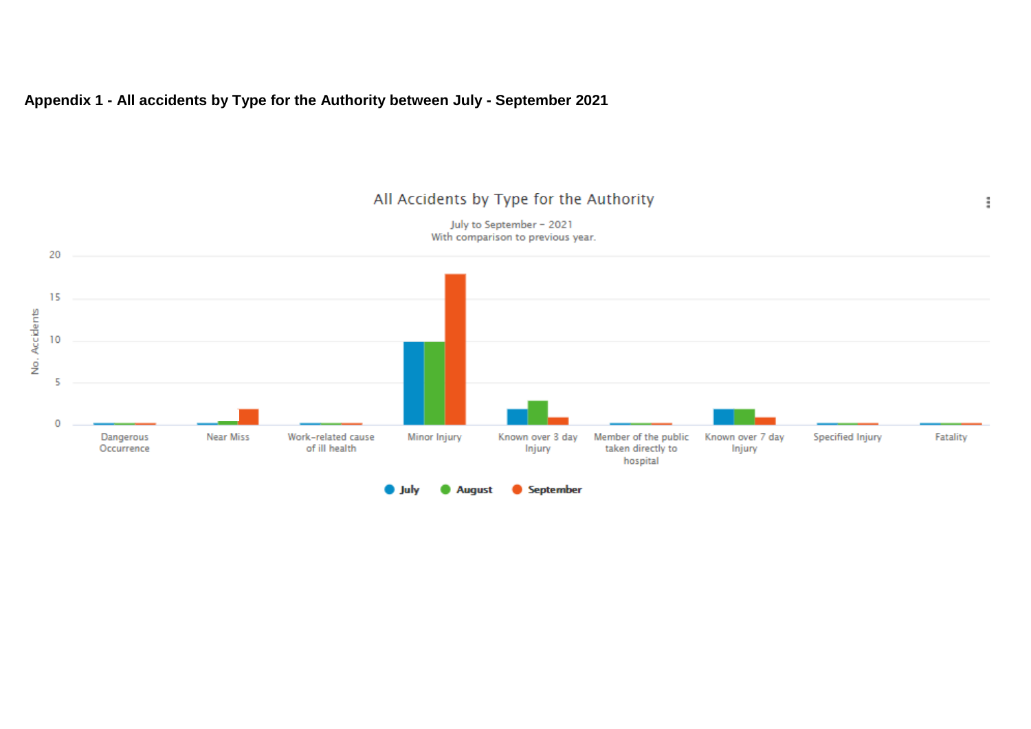**Appendix 1 - All accidents by Type for the Authority between July - September 2021**

All Accidents by Type for the Authority

July to September – 2021
With comparison to previous year.

| Type | July | August | September |
|---|---|---|---|
| Dangerous Occurrence | 0 | 0 | 0 |
| Near Miss | 0 | 0 | 2 |
| Work-related cause of ill health | 0 | 0 | 0 |
| Minor Injury | 10 | 10 | 18 |
| Known over 3 day Injury | 2 | 3 | 1 |
| Member of the public taken directly to hospital | 0 | 0 | 0 |
| Known over 7 day Injury | 2 | 2 | 1 |
| Specified Injury | 0 | 0 | 0 |
| Fatality | 0 | 0 | 0 |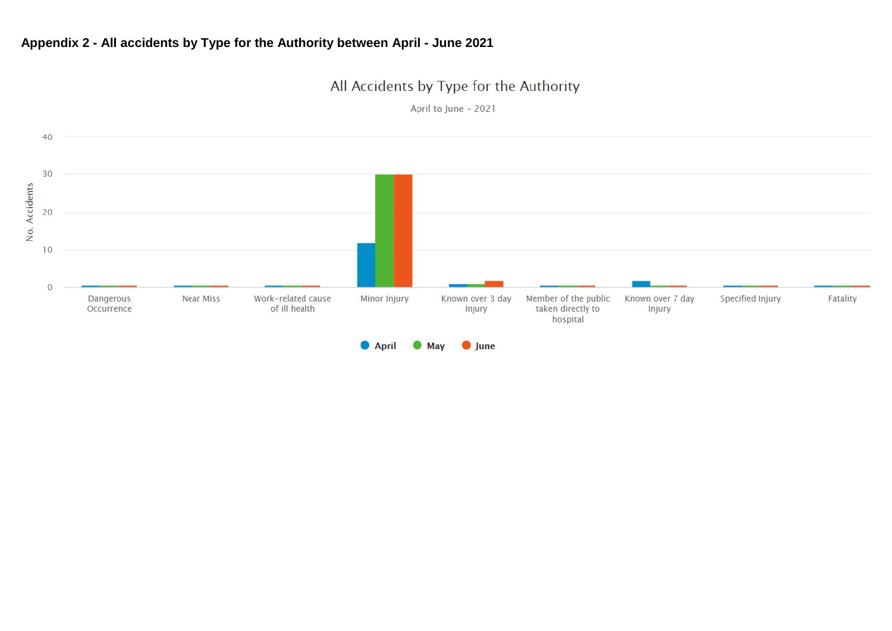## Appendix 2 - All accidents by Type for the Authority between April - June 2021

All Accidents by Type for the Authority

April to June – 2021

| Type | April | May | June |
|---|---|---|---|
| Dangerous Occurrence | 0 | 0 | 0 |
| Near Miss | 0 | 0 | 0 |
| Work-related cause of ill health | 0 | 0 | 0 |
| Minor Injury | 12 | 30 | 30 |
| Known over 3 day Injury | 1 | 1 | 2 |
| Member of the public taken directly to hospital | 0 | 0 | 0 |
| Known over 7 day Injury | 2 | 0 | 0 |
| Specified Injury | 0 | 0 | 0 |
| Fatality | 0 | 0 | 0 |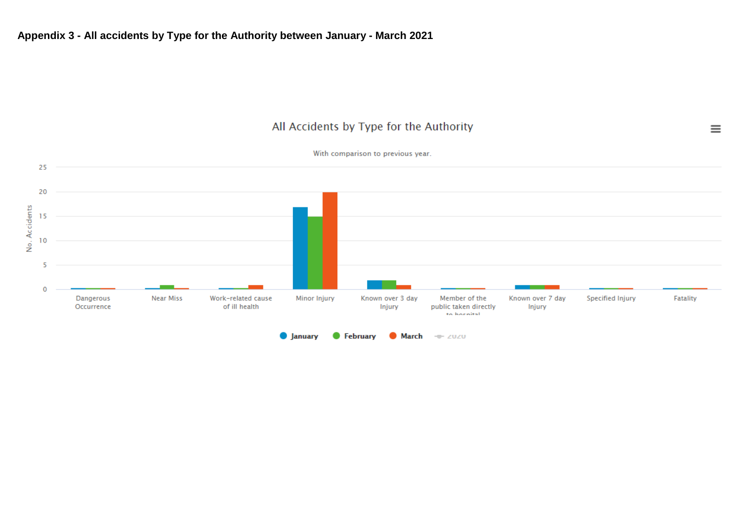**Appendix 3 - All accidents by Type for the Authority between January - March 2021**

All Accidents by Type for the Authority

With comparison to previous year.

| Type | January | February | March |
|---|---|---|---|
| Dangerous Occurrence | 0 | 0 | 0 |
| Near Miss | 0 | 1 | 0 |
| Work-related cause of ill health | 0 | 0 | 1 |
| Minor Injury | 17 | 15 | 20 |
| Known over 3 day Injury | 2 | 2 | 1 |
| Member of the public taken directly to hospital | 0 | 0 | 0 |
| Known over 7 day Injury | 1 | 1 | 1 |
| Specified Injury | 0 | 0 | 0 |
| Fatality | 0 | 0 | 0 |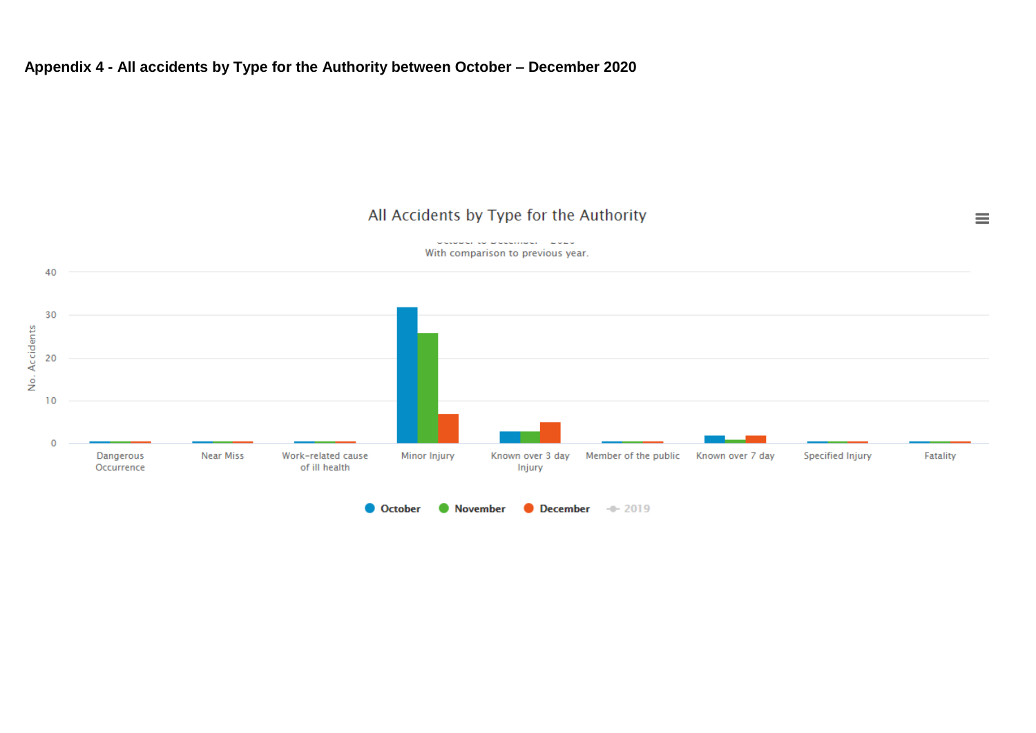**Appendix 4 - All accidents by Type for the Authority between October – December 2020**

All Accidents by Type for the Authority

October to December - 2020

With comparison to previous year.

| Type | October | November | December |
|---|---|---|---|
| Dangerous Occurrence | 0 | 0 | 0 |
| Near Miss | 0 | 0 | 0 |
| Work-related cause of ill health | 0 | 0 | 0 |
| Minor Injury | 32 | 26 | 7 |
| Known over 3 day Injury | 3 | 3 | 5 |
| Member of the public | 0 | 0 | 0 |
| Known over 7 day | 2 | 1 | 2 |
| Specified Injury | 0 | 0 | 0 |
| Fatality | 0 | 0 | 0 |

No. Accidents

● October ● November ● December -◆- 2019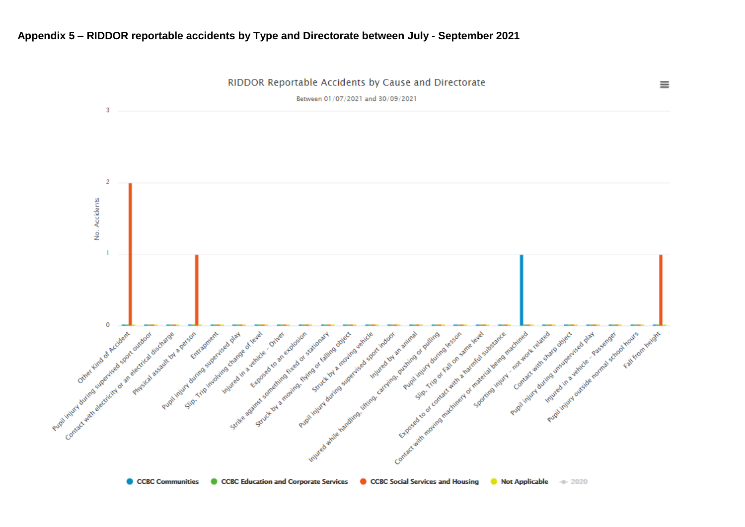# Appendix 5 – RIDDOR reportable accidents by Type and Directorate between July - September 2021

RIDDOR Reportable Accidents by Cause and Directorate

Between 01/07/2021 and 30/09/2021

| Cause | CCBC Communities | CCBC Education and Corporate Services | CCBC Social Services and Housing | Not Applicable |
|---|---|---|---|---|
| Other Kind of Accident | 0 | 0 | 2 | 0 |
| Pupil injury during supervised sport outdoor | 0 | 0 | 0 | 0 |
| Contact with electricity or an electrical discharge | 0 | 0 | 0 | 0 |
| Physical assault by a person | 0 | 0 | 1 | 0 |
| Entrapment | 0 | 0 | 0 | 0 |
| Pupil injury during supervised play | 0 | 0 | 0 | 0 |
| Slip, Trip involving change of level | 0 | 0 | 0 | 0 |
| Injured in a vehicle - Driver | 0 | 0 | 0 | 0 |
| Exposed to an explosion | 0 | 0 | 0 | 0 |
| Strike against something fixed or stationary | 0 | 0 | 0 | 0 |
| Struck by a moving, flying or falling object | 0 | 0 | 0 | 0 |
| Struck by a moving vehicle | 0 | 0 | 0 | 0 |
| Pupil injury during supervised sport indoor | 0 | 0 | 0 | 0 |
| Injured by an animal | 0 | 0 | 0 | 0 |
| Injured while handling, lifting, carrying, pushing or pulling | 0 | 0 | 0 | 0 |
| Pupil injury during lesson | 0 | 0 | 0 | 0 |
| Slip, Trip or Fall on same level | 0 | 0 | 0 | 0 |
| Exposed to or contact with a harmful substance | 0 | 0 | 0 | 0 |
| Contact with moving machinery or material being machined | 1 | 0 | 0 | 0 |
| Sporting injury – not work related | 0 | 0 | 0 | 0 |
| Contact with sharp object | 0 | 0 | 0 | 0 |
| Pupil injury during unsupervised play | 0 | 0 | 0 | 0 |
| Injured in a vehicle – Passenger | 0 | 0 | 0 | 0 |
| Pupil injury outside normal school hours | 0 | 0 | 0 | 0 |
| Fall from height | 0 | 0 | 1 | 0 |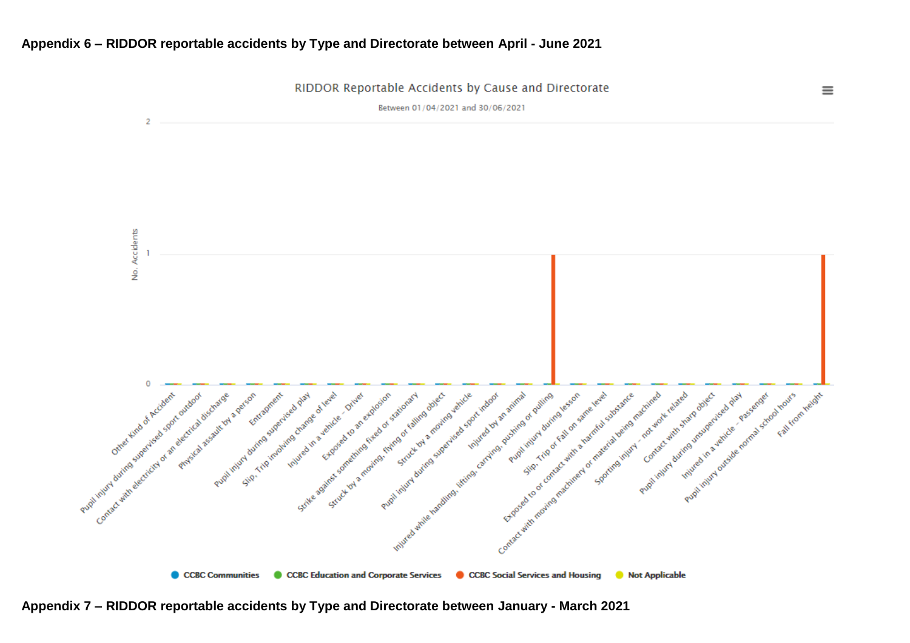## Appendix 6 – RIDDOR reportable accidents by Type and Directorate between April - June 2021

RIDDOR Reportable Accidents by Cause and Directorate

Between 01/04/2021 and 30/06/2021

| Cause | CCBC Communities | CCBC Education and Corporate Services | CCBC Social Services and Housing | Not Applicable |
|---|---|---|---|---|
| Other Kind of Accident | 0 | 0 | 0 | 0 |
| Pupil injury during supervised sport outdoor | 0 | 0 | 0 | 0 |
| Contact with electricity or an electrical discharge | 0 | 0 | 0 | 0 |
| Physical assault by a person | 0 | 0 | 0 | 0 |
| Entrapment | 0 | 0 | 0 | 0 |
| Pupil injury during supervised play | 0 | 0 | 0 | 0 |
| Slip, Trip involving change of level | 0 | 0 | 0 | 0 |
| Injured in a vehicle - Driver | 0 | 0 | 0 | 0 |
| Exposed to an explosion | 0 | 0 | 0 | 0 |
| Strike against something fixed or stationary | 0 | 0 | 0 | 0 |
| Struck by a moving, flying or falling object | 0 | 0 | 0 | 0 |
| Struck by a moving vehicle | 0 | 0 | 0 | 0 |
| Pupil injury during supervised sport indoor | 0 | 0 | 0 | 0 |
| Injured by an animal | 0 | 0 | 0 | 0 |
| Injured while handling, lifting, carrying, pushing or pulling | 0 | 0 | 1 | 0 |
| Pupil injury during lesson | 0 | 0 | 0 | 0 |
| Slip, Trip or Fall on same level | 0 | 0 | 0 | 0 |
| Exposed to or contact with a harmful substance | 0 | 0 | 0 | 0 |
| Contact with moving machinery or material being machined | 0 | 0 | 0 | 0 |
| Sporting injury - not work related | 0 | 0 | 0 | 0 |
| Contact with sharp object | 0 | 0 | 0 | 0 |
| Pupil injury during unsupervised play | 0 | 0 | 0 | 0 |
| Injured in a vehicle - Passenger | 0 | 0 | 0 | 0 |
| Pupil injury outside normal school hours | 0 | 0 | 0 | 0 |
| Fall from height | 0 | 0 | 1 | 0 |

## Appendix 7 – RIDDOR reportable accidents by Type and Directorate between January - March 2021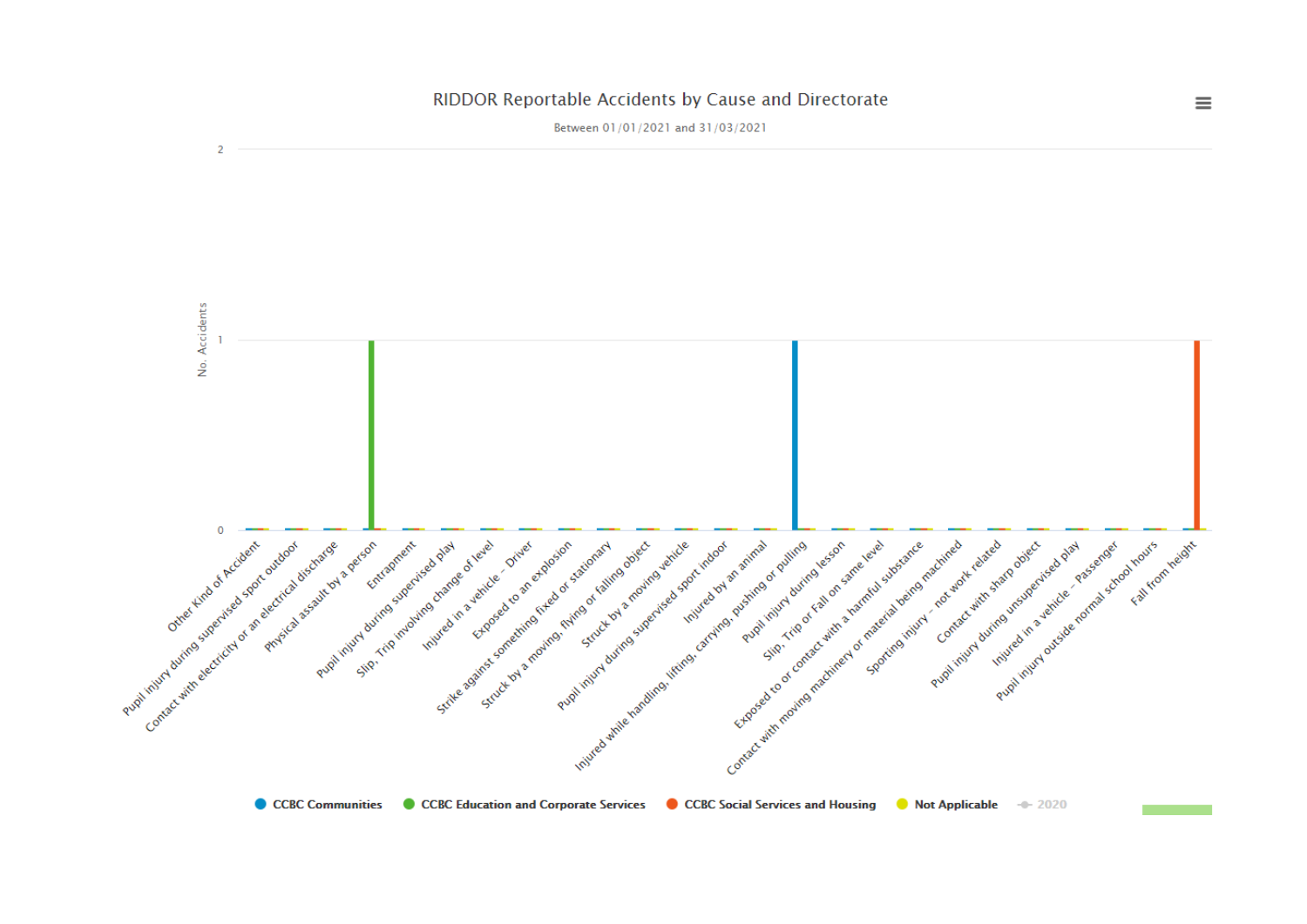## RIDDOR Reportable Accidents by Cause and Directorate

Between 01/01/2021 and 31/03/2021

| Cause | CCBC Communities | CCBC Education and Corporate Services | CCBC Social Services and Housing | Not Applicable |
|---|---|---|---|---|
| Other Kind of Accident | 0 | 0 | 0 | 0 |
| Pupil injury during supervised sport outdoor | 0 | 0 | 0 | 0 |
| Contact with electricity or an electrical discharge | 0 | 0 | 0 | 0 |
| Physical assault by a person | 0 | 1 | 0 | 0 |
| Entrapment | 0 | 0 | 0 | 0 |
| Pupil injury during supervised play | 0 | 0 | 0 | 0 |
| Slip, Trip involving change of level | 0 | 0 | 0 | 0 |
| Injured in a vehicle - Driver | 0 | 0 | 0 | 0 |
| Exposed to an explosion | 0 | 0 | 0 | 0 |
| Strike against something fixed or stationary | 0 | 0 | 0 | 0 |
| Struck by a moving, flying or falling object | 0 | 0 | 0 | 0 |
| Struck by a moving vehicle | 0 | 0 | 0 | 0 |
| Pupil injury during supervised sport indoor | 0 | 0 | 0 | 0 |
| Injured by an animal | 0 | 0 | 0 | 0 |
| Injured while handling, lifting, carrying, pushing or pulling | 1 | 0 | 0 | 0 |
| Pupil injury during lesson | 0 | 0 | 0 | 0 |
| Slip, Trip or Fall on same level | 0 | 0 | 0 | 0 |
| Exposed to or contact with a harmful substance | 0 | 0 | 0 | 0 |
| Contact with moving machinery or material being machined | 0 | 0 | 0 | 0 |
| Sporting injury - not work related | 0 | 0 | 0 | 0 |
| Contact with sharp object | 0 | 0 | 0 | 0 |
| Pupil injury during unsupervised play | 0 | 0 | 0 | 0 |
| Injured in a vehicle - Passenger | 0 | 0 | 0 | 0 |
| Pupil injury outside normal school hours | 0 | 0 | 0 | 0 |
| Fall from height | 0 | 0 | 1 | 0 |

Legend: CCBC Communities, CCBC Education and Corporate Services, CCBC Social Services and Housing, Not Applicable, 2020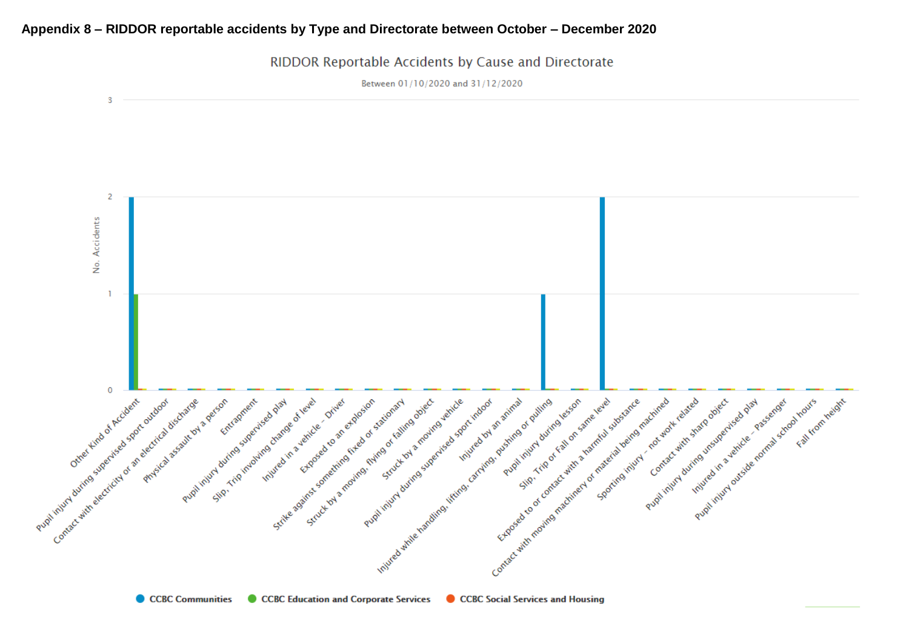## Appendix 8 – RIDDOR reportable accidents by Type and Directorate between October – December 2020

RIDDOR Reportable Accidents by Cause and Directorate

Between 01/10/2020 and 31/12/2020

| Cause | CCBC Communities | CCBC Education and Corporate Services | CCBC Social Services and Housing |
|---|---|---|---|
| Other Kind of Accident | 2 | 1 | 0 |
| Pupil injury during supervised sport outdoor | 0 | 0 | 0 |
| Contact with electricity or an electrical discharge | 0 | 0 | 0 |
| Physical assault by a person | 0 | 0 | 0 |
| Entrapment | 0 | 0 | 0 |
| Pupil injury during supervised play | 0 | 0 | 0 |
| Slip, Trip involving change of level | 0 | 0 | 0 |
| Injured in a vehicle - Driver | 0 | 0 | 0 |
| Exposed to an explosion | 0 | 0 | 0 |
| Strike against something fixed or stationary | 0 | 0 | 0 |
| Struck by a moving, flying or falling object | 0 | 0 | 0 |
| Struck by a moving vehicle | 0 | 0 | 0 |
| Pupil injury during supervised sport indoor | 0 | 0 | 0 |
| Injured by an animal | 0 | 0 | 0 |
| Injured while handling, lifting, carrying, pushing or pulling | 1 | 0 | 0 |
| Pupil injury during lesson | 0 | 0 | 0 |
| Slip, Trip or Fall on same level | 2 | 0 | 0 |
| Exposed to or contact with a harmful substance | 0 | 0 | 0 |
| Contact with moving machinery or material being machined | 0 | 0 | 0 |
| Sporting injury - not work related | 0 | 0 | 0 |
| Contact with sharp object | 0 | 0 | 0 |
| Pupil injury during unsupervised play | 0 | 0 | 0 |
| Injured in a vehicle - Passenger | 0 | 0 | 0 |
| Pupil injury outside normal school hours | 0 | 0 | 0 |
| Fall from height | 0 | 0 | 0 |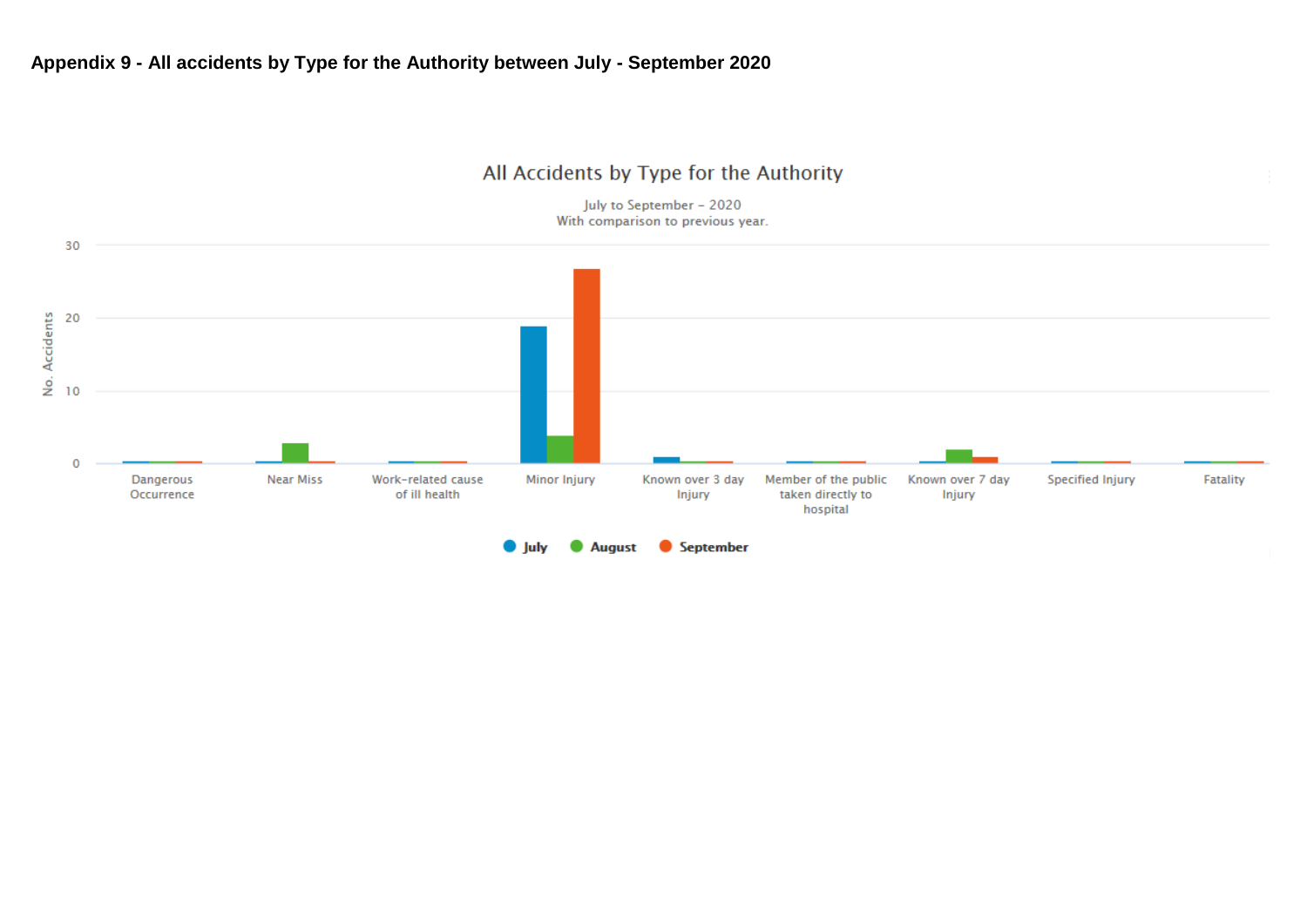**Appendix 9 - All accidents by Type for the Authority between July - September 2020**

All Accidents by Type for the Authority

July to September – 2020
With comparison to previous year.

| Type | July | August | September |
|---|---|---|---|
| Dangerous Occurrence | 0 | 0 | 0 |
| Near Miss | 0 | 3 | 0 |
| Work-related cause of ill health | 0 | 0 | 0 |
| Minor Injury | 19 | 4 | 27 |
| Known over 3 day Injury | 1 | 0 | 0 |
| Member of the public taken directly to hospital | 0 | 0 | 0 |
| Known over 7 day Injury | 0 | 2 | 1 |
| Specified Injury | 0 | 0 | 0 |
| Fatality | 0 | 0 | 0 |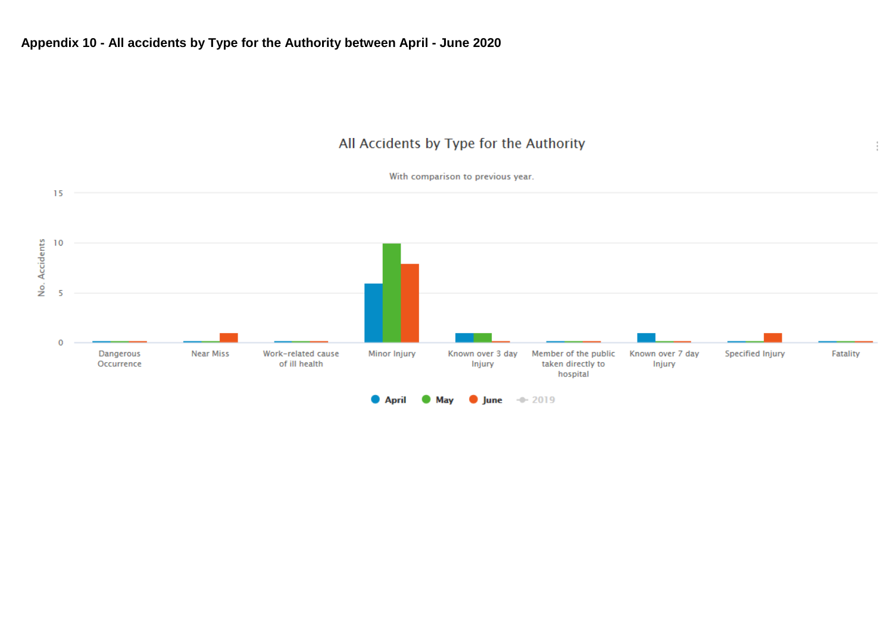**Appendix 10 - All accidents by Type for the Authority between April - June 2020**

All Accidents by Type for the Authority

With comparison to previous year.

| Type | April | May | June |
|---|---|---|---|
| Dangerous Occurrence | 0 | 0 | 0 |
| Near Miss | 0 | 0 | 1 |
| Work-related cause of ill health | 0 | 0 | 0 |
| Minor Injury | 6 | 10 | 8 |
| Known over 3 day Injury | 1 | 1 | 0 |
| Member of the public taken directly to hospital | 0 | 0 | 0 |
| Known over 7 day Injury | 1 | 0 | 0 |
| Specified Injury | 0 | 0 | 1 |
| Fatality | 0 | 0 | 0 |

No. Accidents

April · May · June · 2019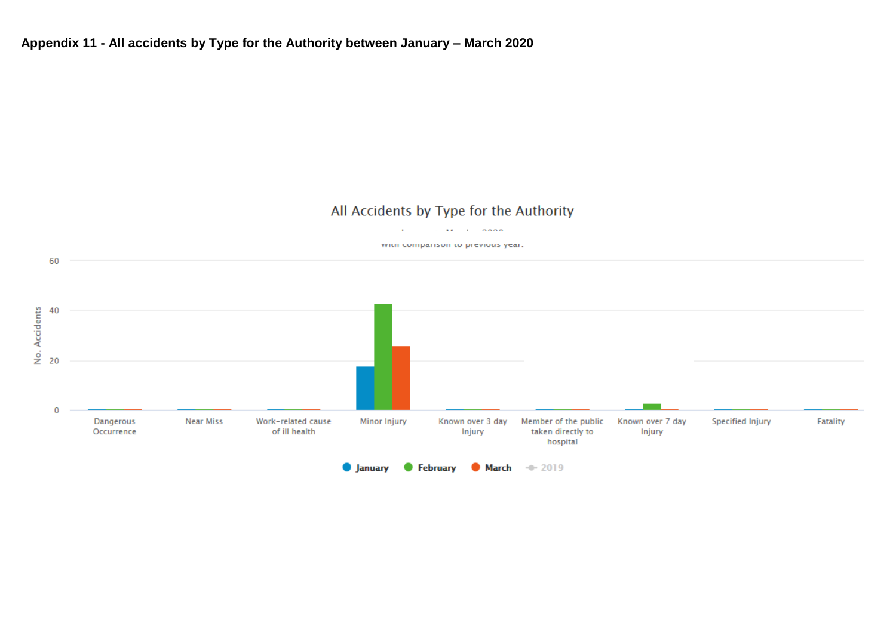**Appendix 11 - All accidents by Type for the Authority between January – March 2020**

All Accidents by Type for the Authority

January to March 2020

with comparison to previous year.

No. Accidents

60

40

20

0

Dangerous Occurrence | Near Miss | Work-related cause of ill health | Minor Injury | Known over 3 day Injury | Member of the public taken directly to hospital | Known over 7 day Injury | Specified Injury | Fatality

January February March 2019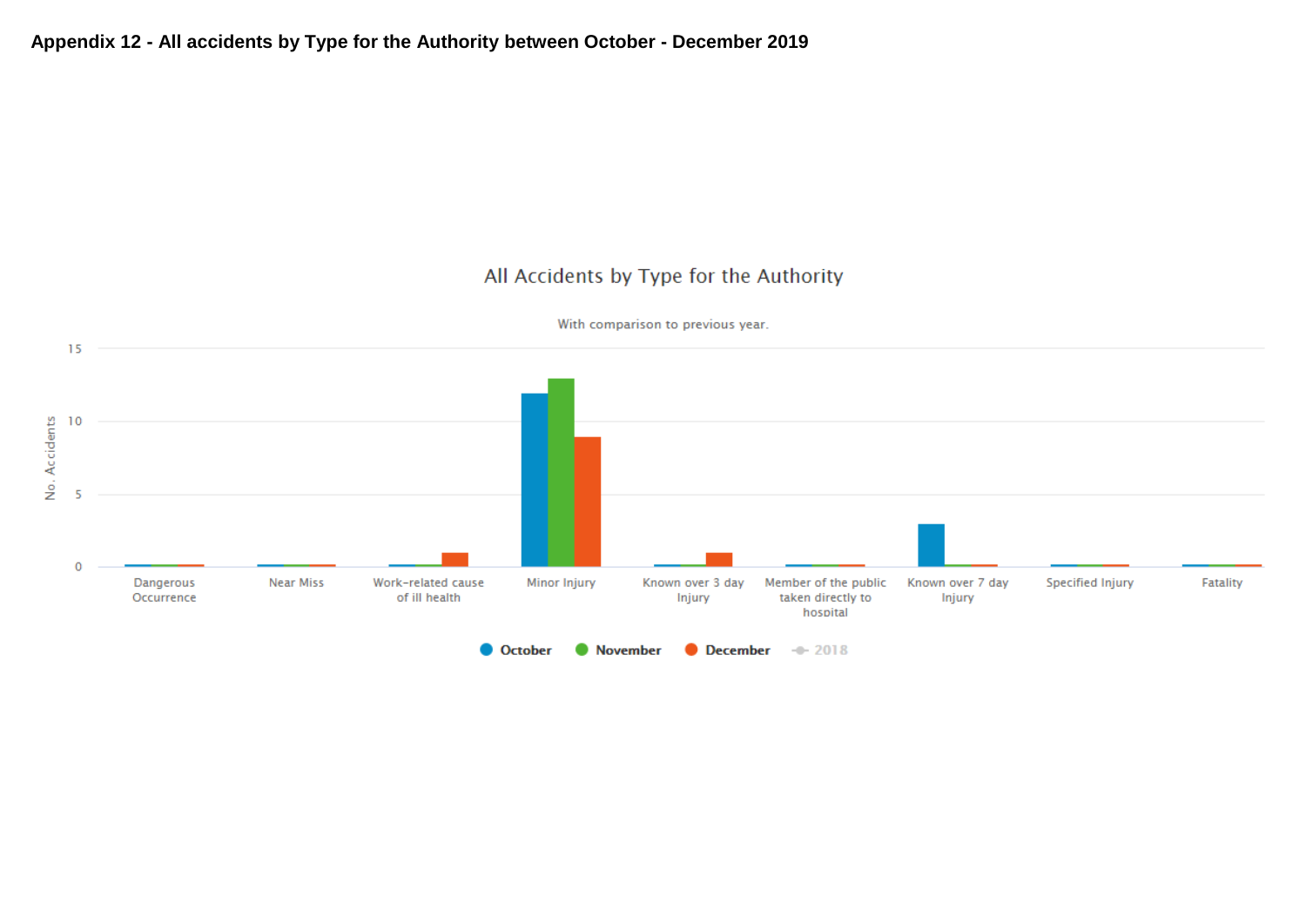**Appendix 12 - All accidents by Type for the Authority between October - December 2019**

All Accidents by Type for the Authority

With comparison to previous year.

| Type | October | November | December |
| --- | --- | --- | --- |
| Dangerous Occurrence | 0 | 0 | 0 |
| Near Miss | 0 | 0 | 0 |
| Work-related cause of ill health | 0 | 0 | 1 |
| Minor Injury | 12 | 13 | 9 |
| Known over 3 day Injury | 0 | 0 | 1 |
| Member of the public taken directly to hospital | 0 | 0 | 0 |
| Known over 7 day Injury | 3 | 0 | 0 |
| Specified Injury | 0 | 0 | 0 |
| Fatality | 0 | 0 | 0 |

Legend: October, November, December, 2018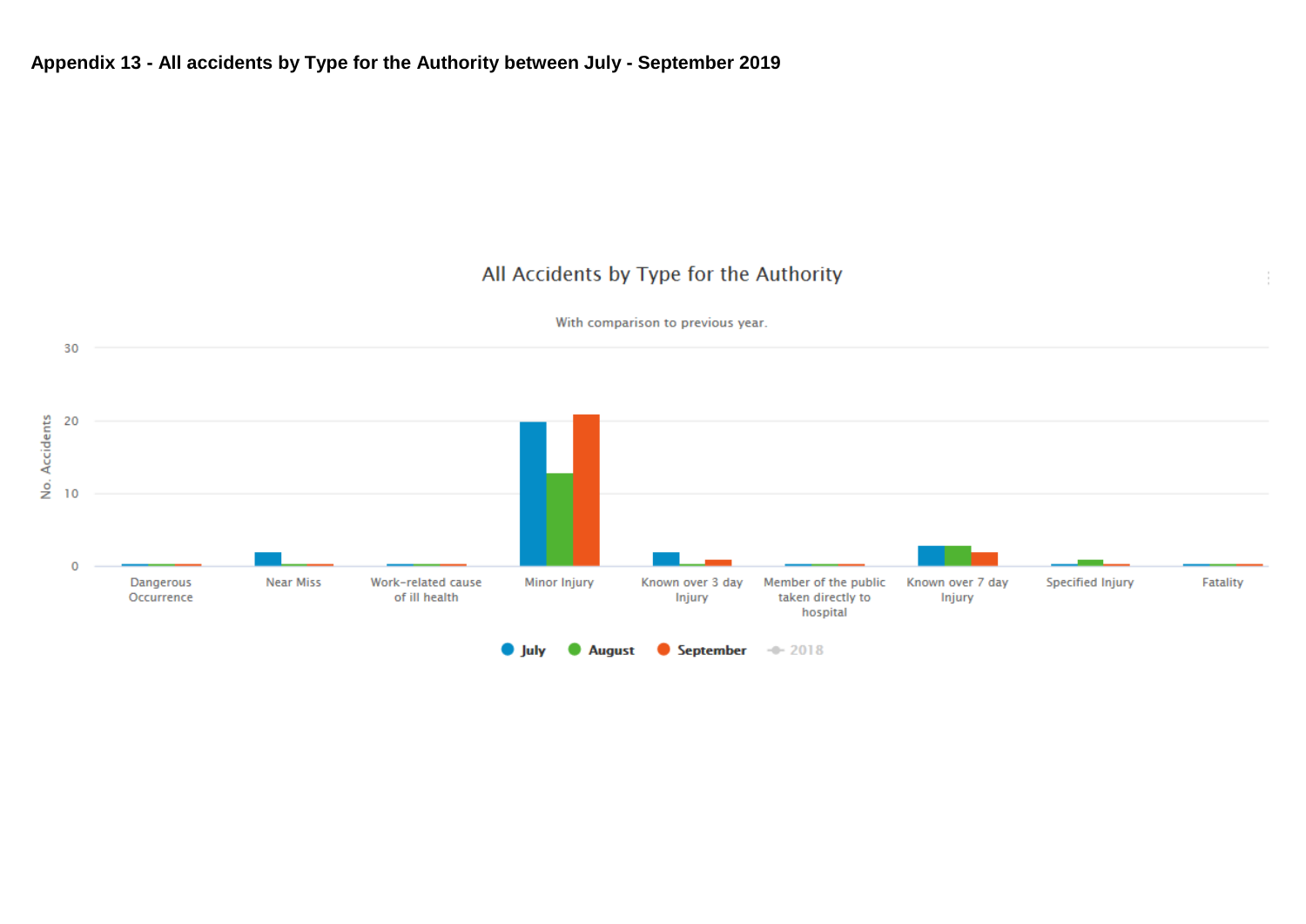**Appendix 13 - All accidents by Type for the Authority between July - September 2019**

All Accidents by Type for the Authority

With comparison to previous year.

| Type | July | August | September |
| --- | --- | --- | --- |
| Dangerous Occurrence | 0 | 0 | 0 |
| Near Miss | 2 | 0 | 0 |
| Work-related cause of ill health | 0 | 0 | 0 |
| Minor Injury | 20 | 13 | 21 |
| Known over 3 day Injury | 2 | 0 | 1 |
| Member of the public taken directly to hospital | 0 | 0 | 0 |
| Known over 7 day Injury | 3 | 3 | 2 |
| Specified Injury | 0 | 1 | 0 |
| Fatality | 0 | 0 | 0 |

No. Accidents

July · August · September · 2018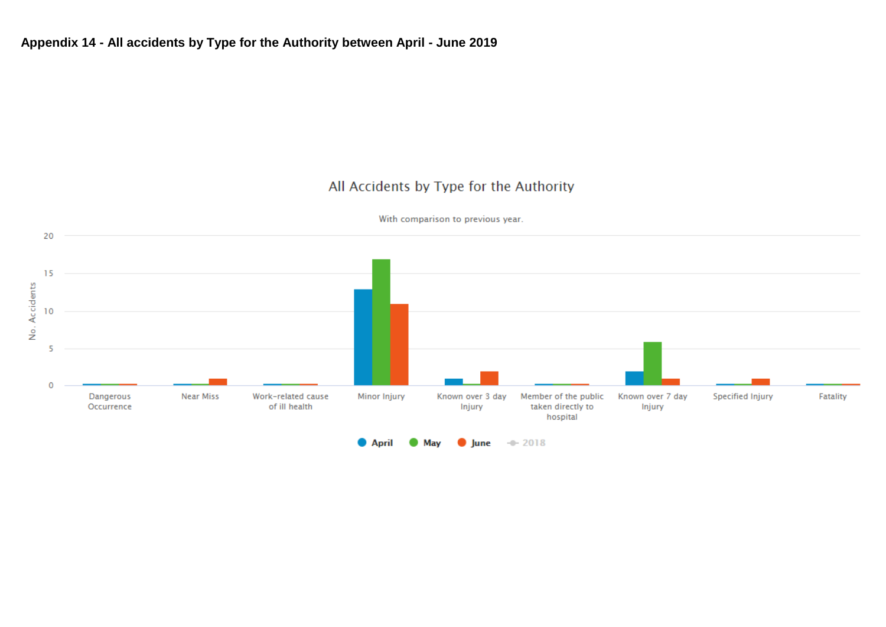**Appendix 14 - All accidents by Type for the Authority between April - June 2019**

All Accidents by Type for the Authority

With comparison to previous year.

| Type | April | May | June |
|---|---|---|---|
| Dangerous Occurrence | 0 | 0 | 0 |
| Near Miss | 0 | 0 | 1 |
| Work-related cause of ill health | 0 | 0 | 0 |
| Minor Injury | 13 | 17 | 11 |
| Known over 3 day Injury | 1 | 0 | 2 |
| Member of the public taken directly to hospital | 0 | 0 | 0 |
| Known over 7 day Injury | 2 | 6 | 1 |
| Specified Injury | 0 | 0 | 1 |
| Fatality | 0 | 0 | 0 |

Legend: April, May, June, 2018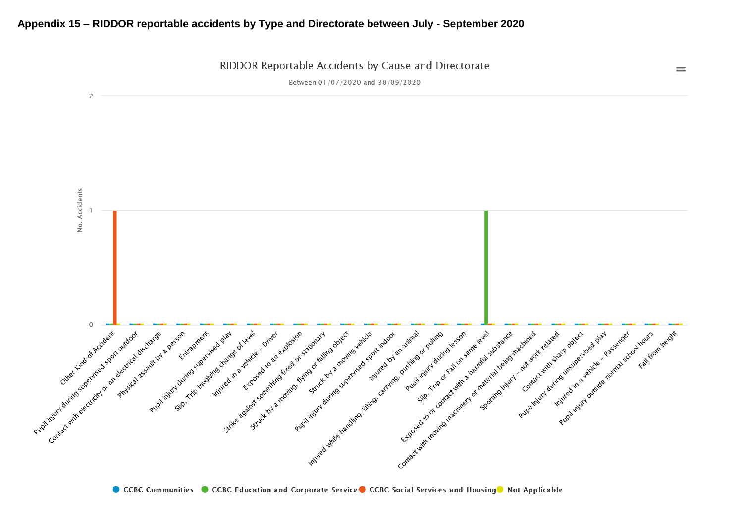## Appendix 15 – RIDDOR reportable accidents by Type and Directorate between July - September 2020

RIDDOR Reportable Accidents by Cause and Directorate

Between 01/07/2020 and 30/09/2020

| Cause | CCBC Communities | CCBC Education and Corporate Services | CCBC Social Services and Housing | Not Applicable |
|---|---|---|---|---|
| Other Kind of Accident | 0 | 0 | 1 | 0 |
| Pupil injury during supervised sport outdoor | 0 | 0 | 0 | 0 |
| Contact with electricity or an electrical discharge | 0 | 0 | 0 | 0 |
| Physical assault by a person | 0 | 0 | 0 | 0 |
| Entrapment | 0 | 0 | 0 | 0 |
| Pupil injury during supervised play | 0 | 0 | 0 | 0 |
| Slip, Trip involving change of level | 0 | 0 | 0 | 0 |
| Injured in a vehicle - Driver | 0 | 0 | 0 | 0 |
| Exposed to an explosion | 0 | 0 | 0 | 0 |
| Strike against something fixed or stationary | 0 | 0 | 0 | 0 |
| Struck by a moving, flying or falling object | 0 | 0 | 0 | 0 |
| Struck by a moving vehicle | 0 | 0 | 0 | 0 |
| Pupil injury during supervised sport indoor | 0 | 0 | 0 | 0 |
| Injured by an animal | 0 | 0 | 0 | 0 |
| Injured while handling, lifting, carrying, pushing or pulling | 0 | 0 | 0 | 0 |
| Pupil injury during lesson | 0 | 0 | 0 | 0 |
| Slip, Trip or Fall on same level | 0 | 1 | 0 | 0 |
| Exposed to or contact with a harmful substance | 0 | 0 | 0 | 0 |
| Contact with moving machinery or material being machined | 0 | 0 | 0 | 0 |
| Sporting injury - not work related | 0 | 0 | 0 | 0 |
| Contact with sharp object | 0 | 0 | 0 | 0 |
| Pupil injury during unsupervised play | 0 | 0 | 0 | 0 |
| Injured in a vehicle - Passenger | 0 | 0 | 0 | 0 |
| Pupil injury outside normal school hours | 0 | 0 | 0 | 0 |
| Fall from height | 0 | 0 | 0 | 0 |

No. Accidents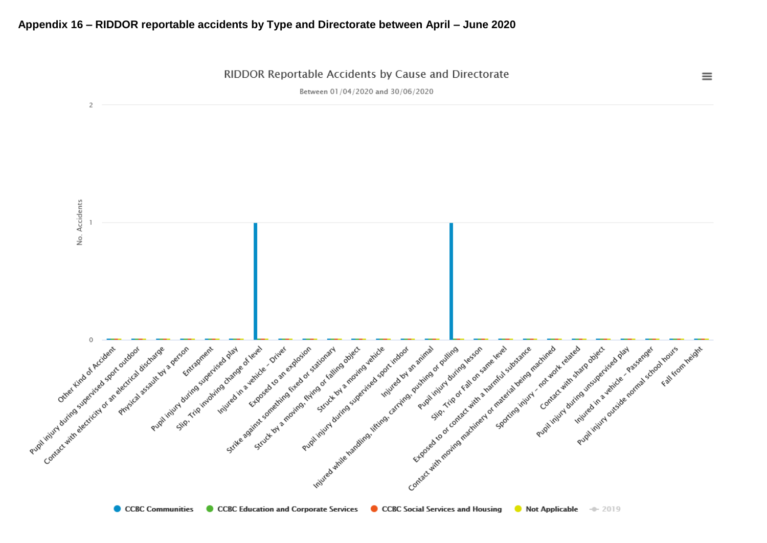**Appendix 16 – RIDDOR reportable accidents by Type and Directorate between April – June 2020**

RIDDOR Reportable Accidents by Cause and Directorate

Between 01/04/2020 and 30/06/2020

| Cause | CCBC Communities | CCBC Education and Corporate Services | CCBC Social Services and Housing | Not Applicable |
|---|---|---|---|---|
| Other Kind of Accident | 0 | 0 | 0 | 0 |
| Pupil injury during supervised sport outdoor | 0 | 0 | 0 | 0 |
| Contact with electricity or an electrical discharge | 0 | 0 | 0 | 0 |
| Physical assault by a person | 0 | 0 | 0 | 0 |
| Entrapment | 0 | 0 | 0 | 0 |
| Pupil injury during supervised play | 0 | 0 | 0 | 0 |
| Slip, Trip involving change of level | 1 | 0 | 0 | 0 |
| Injured in a vehicle – Driver | 0 | 0 | 0 | 0 |
| Exposed to an explosion | 0 | 0 | 0 | 0 |
| Strike against something fixed or stationary | 0 | 0 | 0 | 0 |
| Struck by a moving, flying or falling object | 0 | 0 | 0 | 0 |
| Struck by a moving vehicle | 0 | 0 | 0 | 0 |
| Pupil injury during supervised sport indoor | 0 | 0 | 0 | 0 |
| Injured by an animal | 0 | 0 | 0 | 0 |
| Injured while handling, lifting, carrying, pushing or pulling | 1 | 0 | 0 | 0 |
| Pupil injury during lesson | 0 | 0 | 0 | 0 |
| Slip, Trip or Fall on same level | 0 | 0 | 0 | 0 |
| Exposed to or contact with a harmful substance | 0 | 0 | 0 | 0 |
| Contact with moving machinery or material being machined | 0 | 0 | 0 | 0 |
| Sporting injury – not work related | 0 | 0 | 0 | 0 |
| Contact with sharp object | 0 | 0 | 0 | 0 |
| Pupil injury during unsupervised play | 0 | 0 | 0 | 0 |
| Injured in a vehicle – Passenger | 0 | 0 | 0 | 0 |
| Pupil injury outside normal school hours | 0 | 0 | 0 | 0 |
| Fall from height | 0 | 0 | 0 | 0 |

Legend: CCBC Communities, CCBC Education and Corporate Services, CCBC Social Services and Housing, Not Applicable, 2019

Y-axis: No. Accidents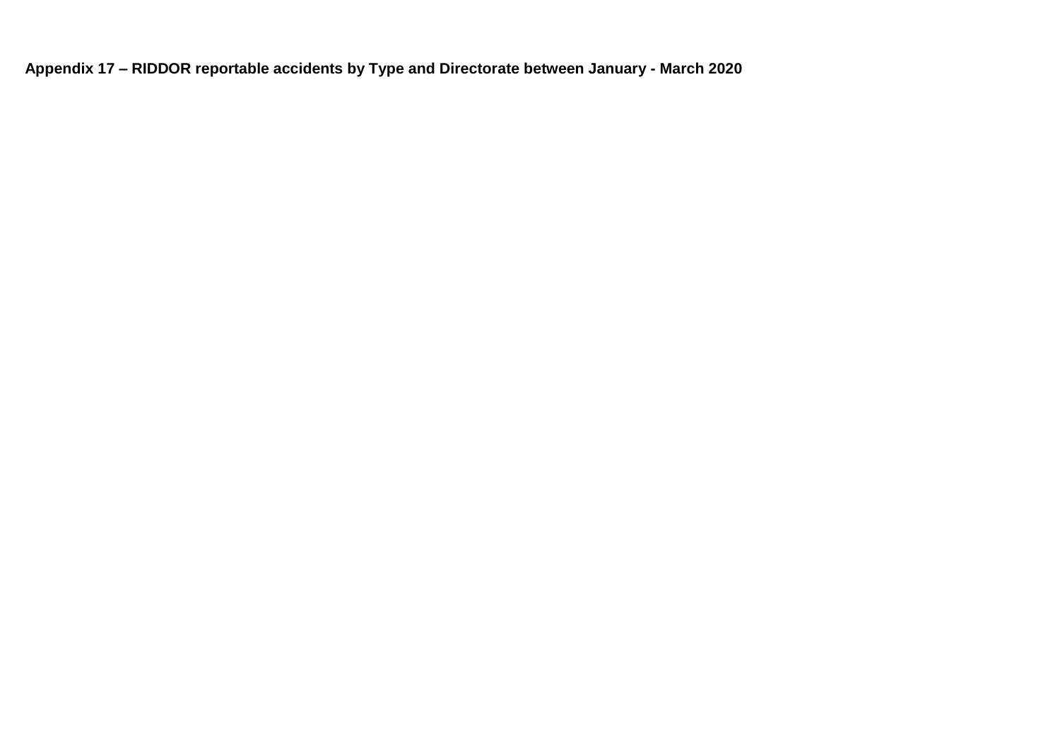**Appendix 17 – RIDDOR reportable accidents by Type and Directorate between January - March 2020**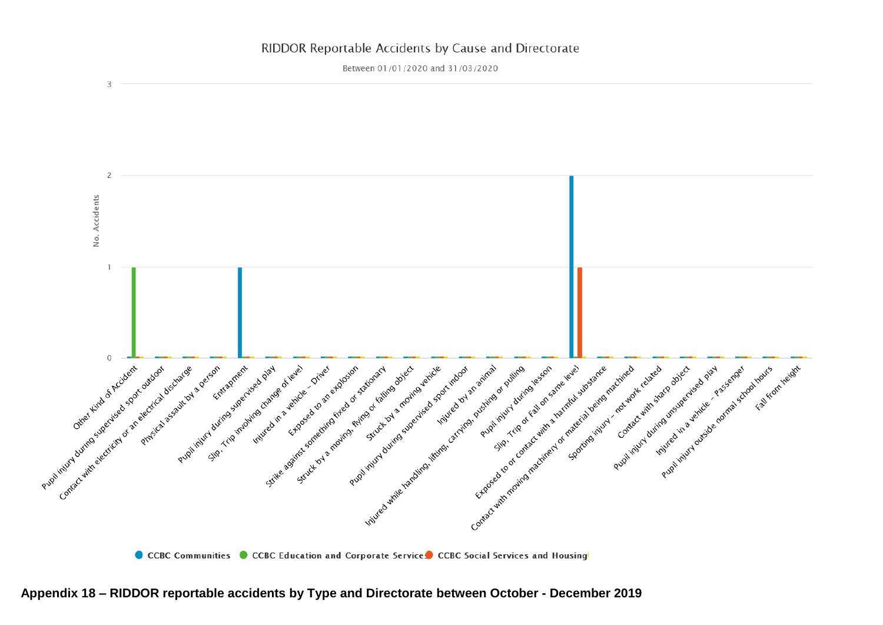RIDDOR Reportable Accidents by Cause and Directorate

Between 01/01/2020 and 31/03/2020

| Cause | CCBC Communities | CCBC Education and Corporate Services | CCBC Social Services and Housing |
|---|---|---|---|
| Other Kind of Accident | 0 | 1 | 0 |
| Pupil injury during supervised sport outdoor | 0 | 0 | 0 |
| Contact with electricity or an electrical discharge | 0 | 0 | 0 |
| Physical assault by a person | 0 | 0 | 0 |
| Entrapment | 1 | 0 | 0 |
| Pupil injury during supervised play | 0 | 0 | 0 |
| Slip, Trip involving change of level | 0 | 0 | 0 |
| Injured in a vehicle - Driver | 0 | 0 | 0 |
| Exposed to an explosion | 0 | 0 | 0 |
| Strike against something fixed or stationary | 0 | 0 | 0 |
| Struck by a moving, flying or falling object | 0 | 0 | 0 |
| Struck by a moving vehicle | 0 | 0 | 0 |
| Pupil injury during supervised sport indoor | 0 | 0 | 0 |
| Injured by an animal | 0 | 0 | 0 |
| Injured while handling, lifting, carrying, pushing or pulling | 0 | 0 | 0 |
| Pupil injury during lesson | 0 | 0 | 0 |
| Slip, Trip or Fall on same level | 2 | 0 | 1 |
| Exposed to or contact with a harmful substance | 0 | 0 | 0 |
| Contact with moving machinery or material being machined | 0 | 0 | 0 |
| Sporting injury – not work related | 0 | 0 | 0 |
| Contact with sharp object | 0 | 0 | 0 |
| Pupil injury during unsupervised play | 0 | 0 | 0 |
| Injured in a vehicle - Passenger | 0 | 0 | 0 |
| Pupil injury outside normal school hours | 0 | 0 | 0 |
| Fall from height | 0 | 0 | 0 |

**Appendix 18 – RIDDOR reportable accidents by Type and Directorate between October - December 2019**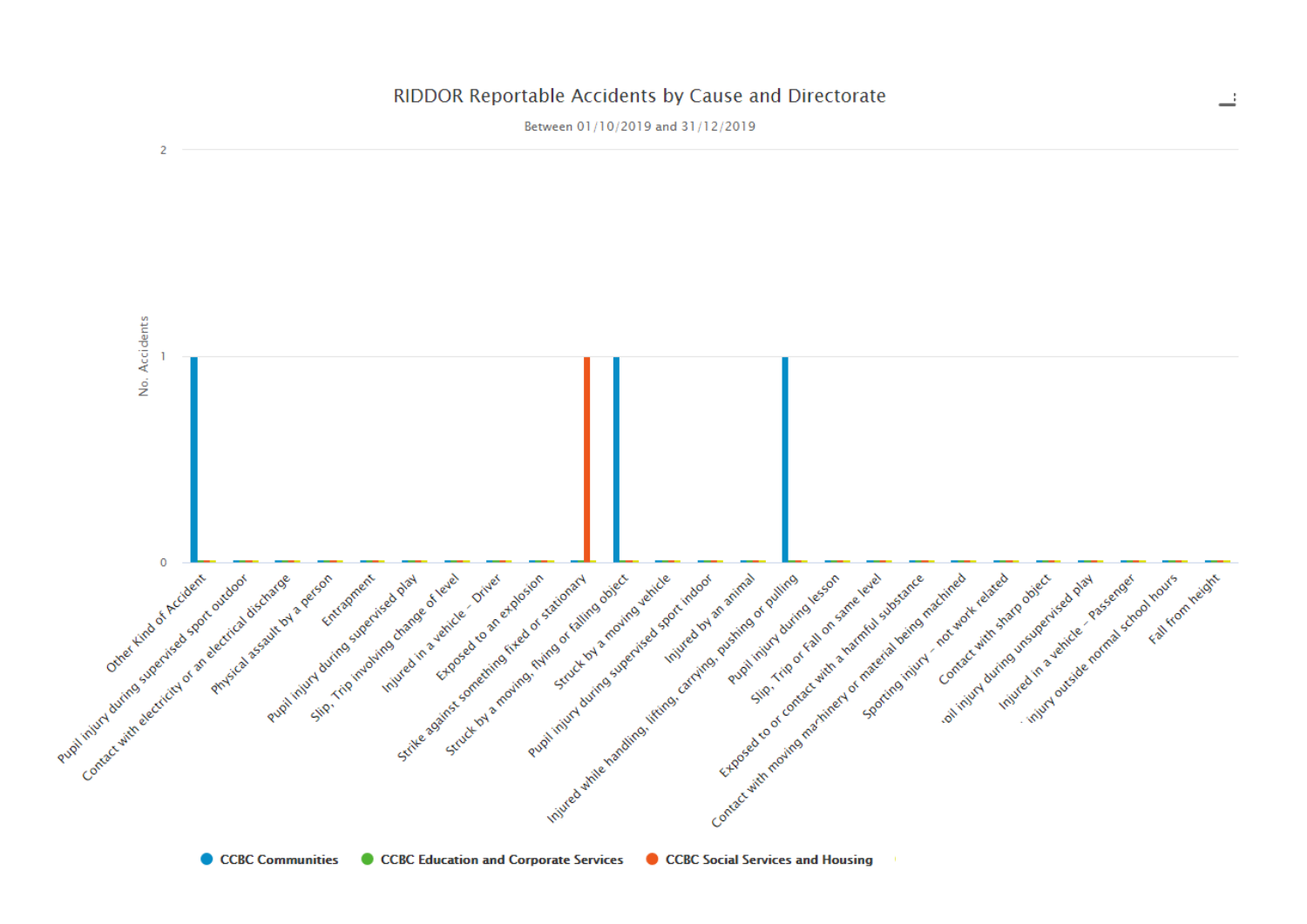## RIDDOR Reportable Accidents by Cause and Directorate

Between 01/10/2019 and 31/12/2019

| Cause | CCBC Communities | CCBC Education and Corporate Services | CCBC Social Services and Housing |
|---|---|---|---|
| Other Kind of Accident | 1 | 0 | 0 |
| Pupil injury during supervised sport outdoor | 0 | 0 | 0 |
| Contact with electricity or an electrical discharge | 0 | 0 | 0 |
| Physical assault by a person | 0 | 0 | 0 |
| Entrapment | 0 | 0 | 0 |
| Pupil injury during supervised play | 0 | 0 | 0 |
| Slip, Trip involving change of level | 0 | 0 | 0 |
| Injured in a vehicle - Driver | 0 | 0 | 0 |
| Exposed to an explosion | 0 | 0 | 0 |
| Strike against something fixed or stationary | 0 | 0 | 1 |
| Struck by a moving, flying or falling object | 1 | 0 | 0 |
| Struck by a moving vehicle | 0 | 0 | 0 |
| Pupil injury during supervised sport indoor | 0 | 0 | 0 |
| Injured by an animal | 0 | 0 | 0 |
| Injured while handling, lifting, carrying, pushing or pulling | 1 | 0 | 0 |
| Pupil injury during lesson | 0 | 0 | 0 |
| Slip, Trip or Fall on same level | 0 | 0 | 0 |
| Exposed to or contact with a harmful substance | 0 | 0 | 0 |
| Contact with moving machinery or material being machined | 0 | 0 | 0 |
| Sporting injury - not work related | 0 | 0 | 0 |
| Contact with sharp object | 0 | 0 | 0 |
| Pupil injury during unsupervised play | 0 | 0 | 0 |
| Injured in a vehicle - Passenger | 0 | 0 | 0 |
| Injury outside normal school hours | 0 | 0 | 0 |
| Fall from height | 0 | 0 | 0 |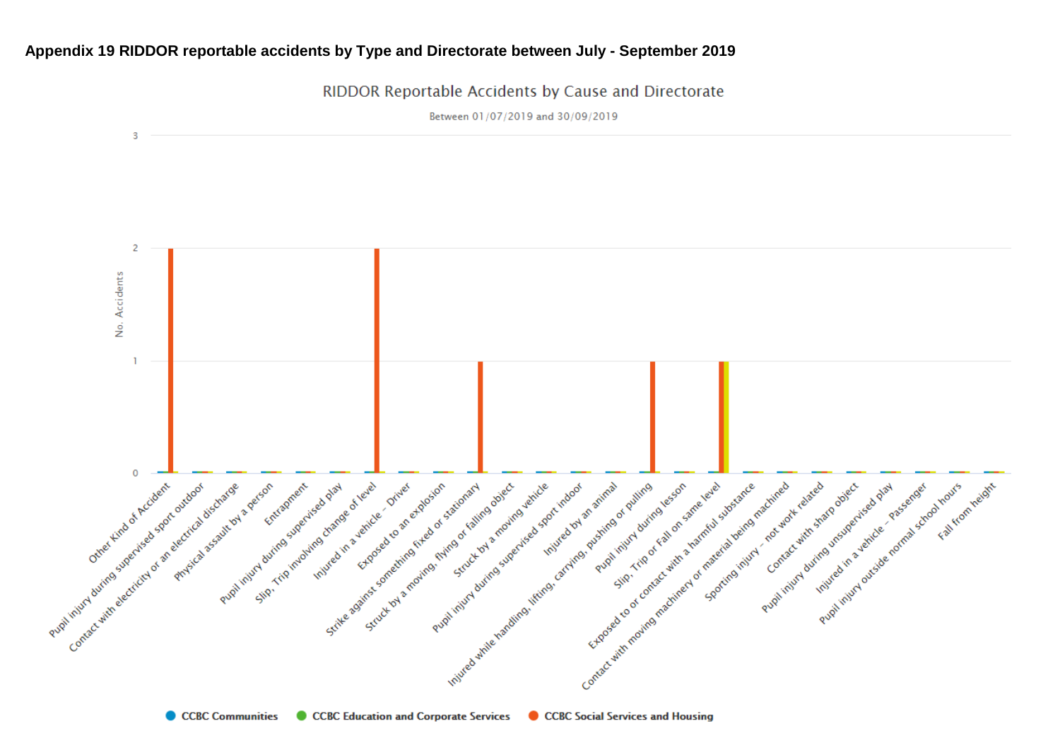**Appendix 19 RIDDOR reportable accidents by Type and Directorate between July - September 2019**

RIDDOR Reportable Accidents by Cause and Directorate

Between 01/07/2019 and 30/09/2019

| Cause | CCBC Communities | CCBC Education and Corporate Services | CCBC Social Services and Housing |
|---|---|---|---|
| Other Kind of Accident | 0 | 0 | 2 |
| Pupil injury during supervised sport outdoor | 0 | 0 | 0 |
| Contact with electricity or an electrical discharge | 0 | 0 | 0 |
| Physical assault by a person | 0 | 0 | 0 |
| Entrapment | 0 | 0 | 0 |
| Pupil injury during supervised play | 0 | 0 | 0 |
| Slip, Trip involving change of level | 0 | 0 | 2 |
| Injured in a vehicle - Driver | 0 | 0 | 0 |
| Exposed to an explosion | 0 | 0 | 0 |
| Strike against something fixed or stationary | 0 | 0 | 1 |
| Struck by a moving, flying or falling object | 0 | 0 | 0 |
| Struck by a moving vehicle | 0 | 0 | 0 |
| Pupil injury during supervised sport indoor | 0 | 0 | 0 |
| Injured by an animal | 0 | 0 | 0 |
| Injured while handling, lifting, carrying, pushing or pulling | 0 | 0 | 1 |
| Pupil injury during lesson | 0 | 0 | 0 |
| Slip, Trip or Fall on same level | 0 | 0 | 1 |
| Exposed to or contact with a harmful substance | 0 | 0 | 0 |
| Contact with moving machinery or material being machined | 0 | 0 | 0 |
| Sporting injury - not work related | 0 | 0 | 0 |
| Contact with sharp object | 0 | 0 | 0 |
| Pupil injury during unsupervised play | 0 | 0 | 0 |
| Injured in a vehicle - Passenger | 0 | 0 | 0 |
| Pupil injury outside normal school hours | 0 | 0 | 0 |
| Fall from height | 0 | 0 | 0 |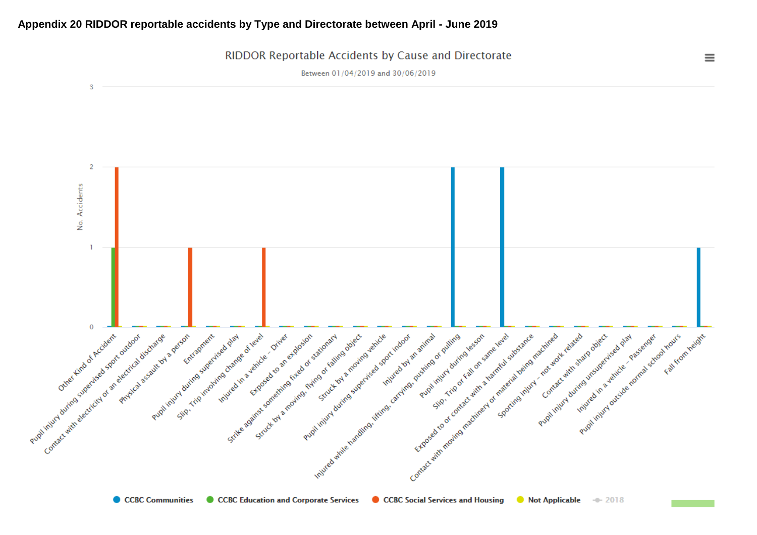**Appendix 20 RIDDOR reportable accidents by Type and Directorate between April - June 2019**

RIDDOR Reportable Accidents by Cause and Directorate

Between 01/04/2019 and 30/06/2019

No. Accidents

3
2
1
0

Other Kind of Accident
Pupil injury during supervised sport outdoor
Contact with electricity or an electrical discharge
Physical assault by a person
Entrapment
Pupil injury during supervised play
Slip, Trip involving change of level
Injured in a vehicle - Driver
Exposed to an explosion
Strike against something fixed or stationary
Struck by a moving, flying or falling object
Struck by a moving vehicle
Pupil injury during supervised sport indoor
Injured by an animal
Injured while handling, lifting, carrying, pushing or pulling
Pupil injury during lesson
Slip, Trip or Fall on same level
Exposed to or contact with a harmful substance
Contact with moving machinery or material being machined
Sporting injury - not work related
Contact with sharp object
Pupil injury during unsupervised play
Injured in a vehicle - Passenger
Pupil injury outside normal school hours
Fall from height

CCBC Communities
CCBC Education and Corporate Services
CCBC Social Services and Housing
Not Applicable
2018